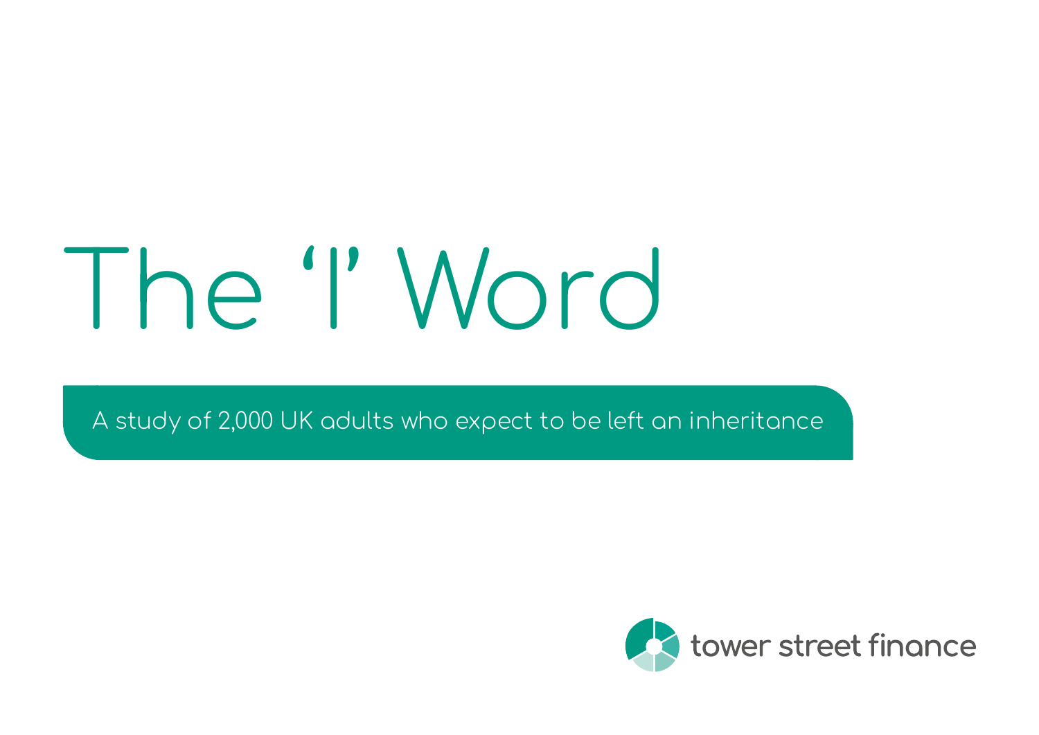# The 'I' Word

A study of 2,000 UK adults who expect to be left an inheritance

tower street finance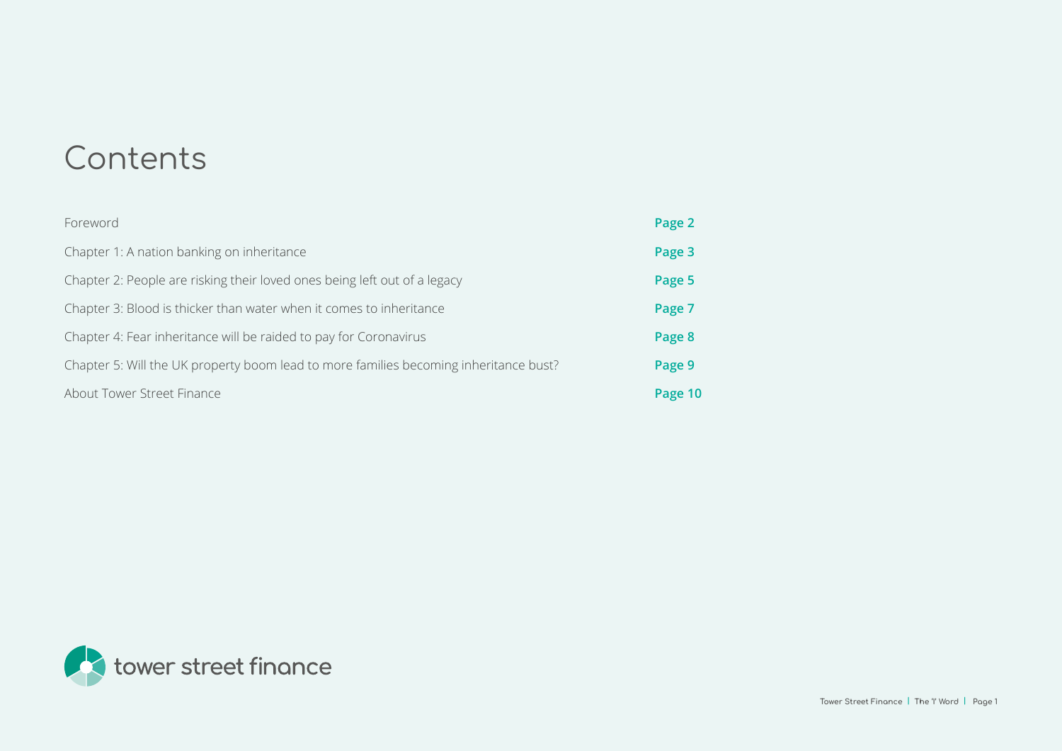# Contents

| | |
|---|---|
| Foreword | **Page 2** |
| Chapter 1: A nation banking on inheritance | **Page 3** |
| Chapter 2: People are risking their loved ones being left out of a legacy | **Page 5** |
| Chapter 3: Blood is thicker than water when it comes to inheritance | **Page 7** |
| Chapter 4: Fear inheritance will be raided to pay for Coronavirus | **Page 8** |
| Chapter 5: Will the UK property boom lead to more families becoming inheritance bust? | **Page 9** |
| About Tower Street Finance | **Page 10** |

tower street finance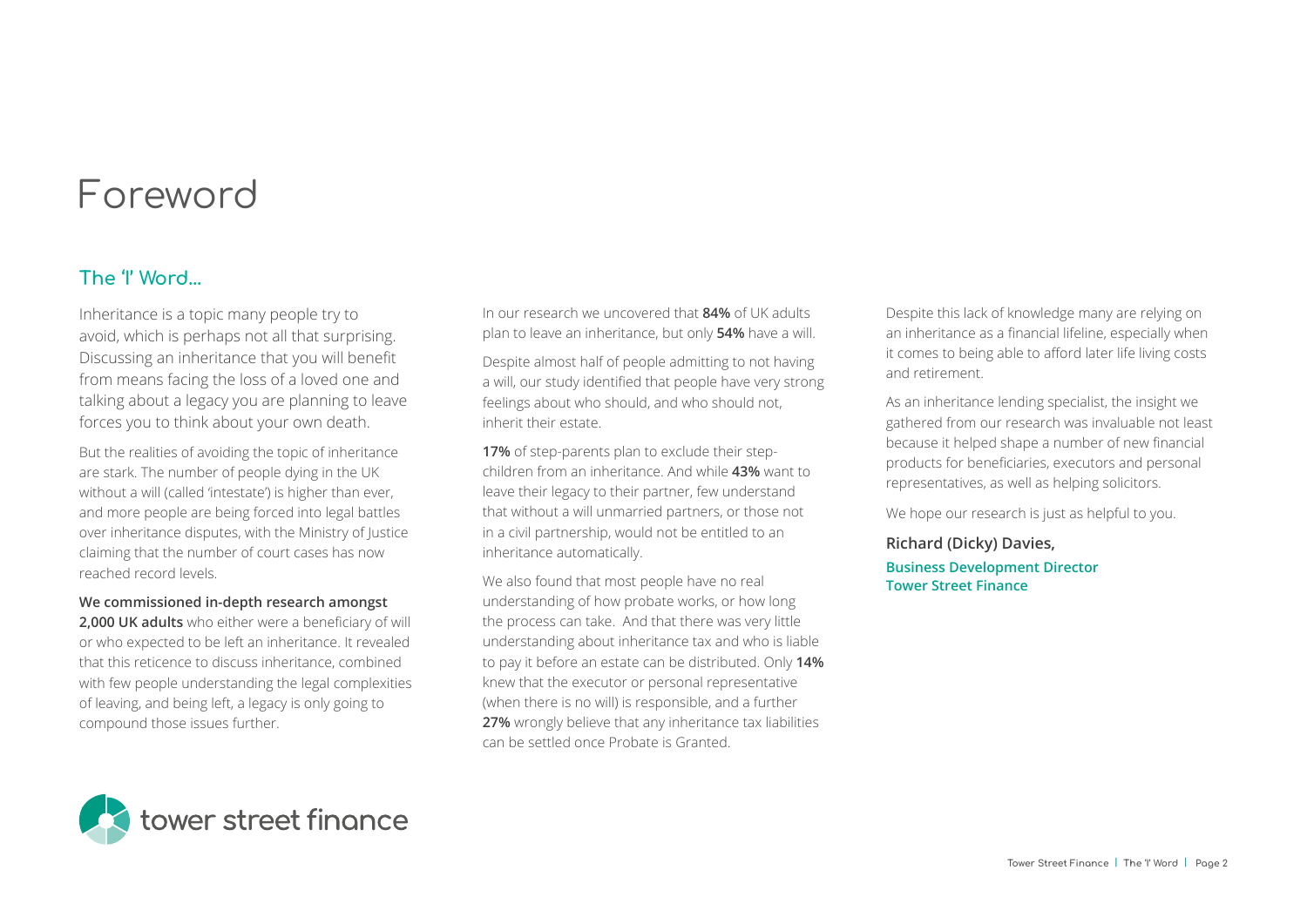# Foreword

## The 'I' Word...

Inheritance is a topic many people try to avoid, which is perhaps not all that surprising. Discussing an inheritance that you will benefit from means facing the loss of a loved one and talking about a legacy you are planning to leave forces you to think about your own death.

But the realities of avoiding the topic of inheritance are stark. The number of people dying in the UK without a will (called 'intestate') is higher than ever, and more people are being forced into legal battles over inheritance disputes, with the Ministry of Justice claiming that the number of court cases has now reached record levels.

**We commissioned in-depth research amongst 2,000 UK adults** who either were a beneficiary of will or who expected to be left an inheritance. It revealed that this reticence to discuss inheritance, combined with few people understanding the legal complexities of leaving, and being left, a legacy is only going to compound those issues further.

In our research we uncovered that **84%** of UK adults plan to leave an inheritance, but only **54%** have a will.

Despite almost half of people admitting to not having a will, our study identified that people have very strong feelings about who should, and who should not, inherit their estate.

**17%** of step-parents plan to exclude their step-children from an inheritance. And while **43%** want to leave their legacy to their partner, few understand that without a will unmarried partners, or those not in a civil partnership, would not be entitled to an inheritance automatically.

We also found that most people have no real understanding of how probate works, or how long the process can take. And that there was very little understanding about inheritance tax and who is liable to pay it before an estate can be distributed. Only **14%** knew that the executor or personal representative (when there is no will) is responsible, and a further **27%** wrongly believe that any inheritance tax liabilities can be settled once Probate is Granted.

Despite this lack of knowledge many are relying on an inheritance as a financial lifeline, especially when it comes to being able to afford later life living costs and retirement.

As an inheritance lending specialist, the insight we gathered from our research was invaluable not least because it helped shape a number of new financial products for beneficiaries, executors and personal representatives, as well as helping solicitors.

We hope our research is just as helpful to you.

**Richard (Dicky) Davies,**
**Business Development Director**
**Tower Street Finance**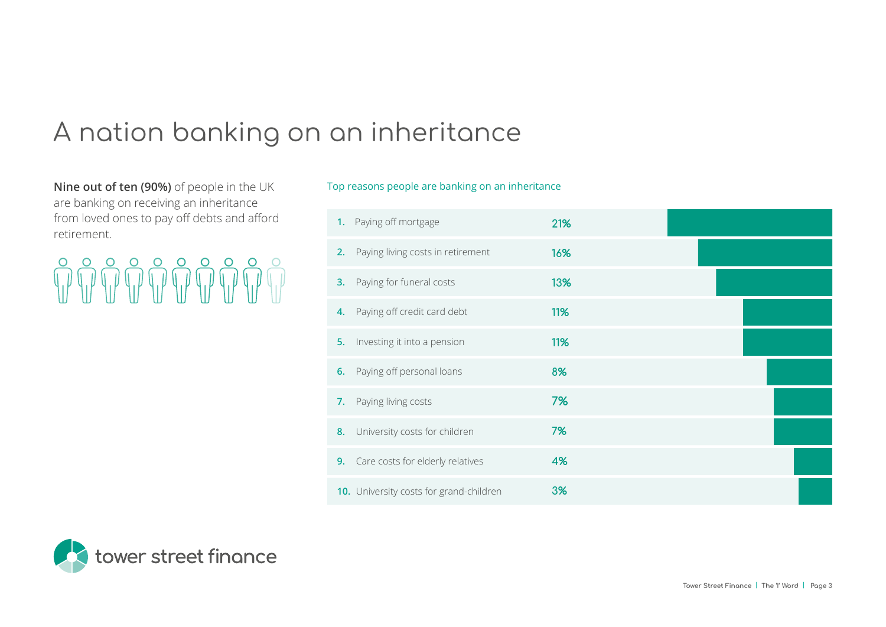# A nation banking on an inheritance

**Nine out of ten (90%)** of people in the UK are banking on receiving an inheritance from loved ones to pay off debts and afford retirement.

Top reasons people are banking on an inheritance

| Rank | Reason | Percentage |
|---|---|---|
| 1. | Paying off mortgage | 21% |
| 2. | Paying living costs in retirement | 16% |
| 3. | Paying for funeral costs | 13% |
| 4. | Paying off credit card debt | 11% |
| 5. | Investing it into a pension | 11% |
| 6. | Paying off personal loans | 8% |
| 7. | Paying living costs | 7% |
| 8. | University costs for children | 7% |
| 9. | Care costs for elderly relatives | 4% |
| 10. | University costs for grand-children | 3% |

tower street finance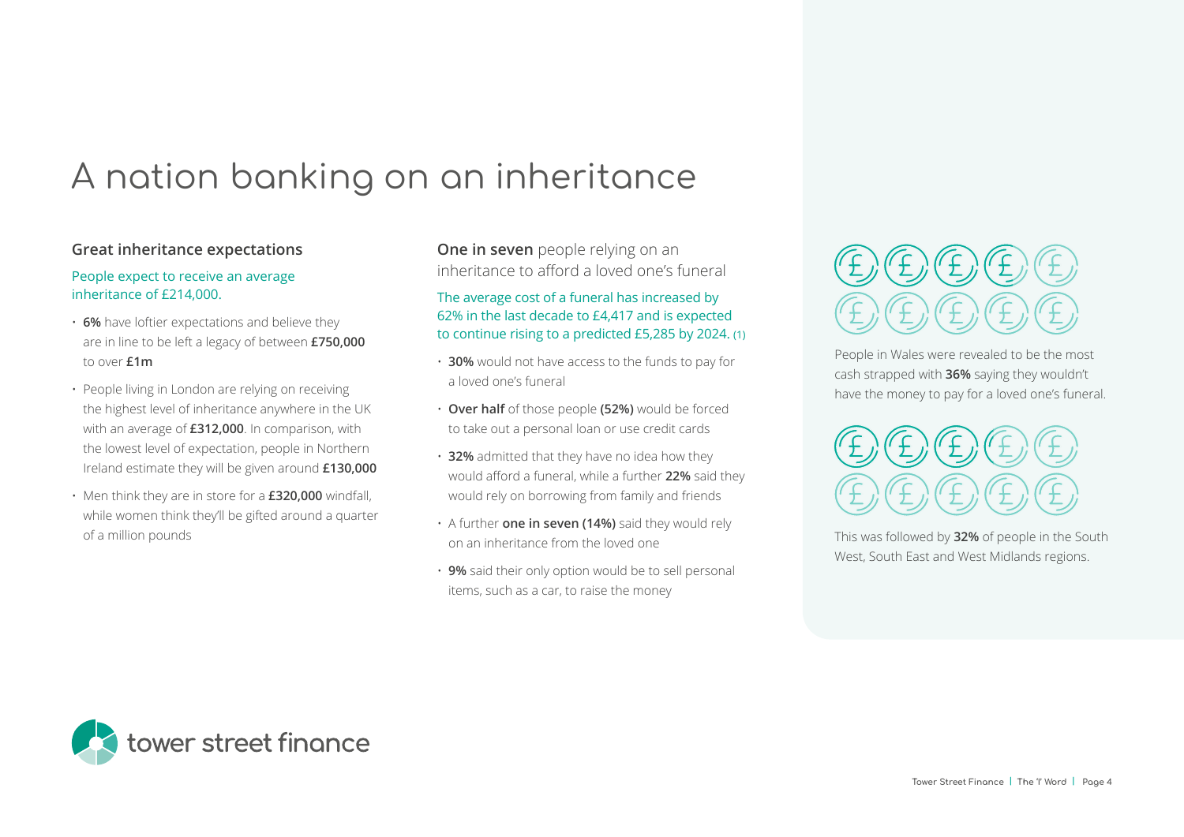# A nation banking on an inheritance

## Great inheritance expectations

People expect to receive an average inheritance of £214,000.

- **6%** have loftier expectations and believe they are in line to be left a legacy of between **£750,000** to over **£1m**
- People living in London are relying on receiving the highest level of inheritance anywhere in the UK with an average of **£312,000**. In comparison, with the lowest level of expectation, people in Northern Ireland estimate they will be given around **£130,000**
- Men think they are in store for a **£320,000** windfall, while women think they'll be gifted around a quarter of a million pounds

## **One in seven** people relying on an inheritance to afford a loved one's funeral

The average cost of a funeral has increased by 62% in the last decade to £4,417 and is expected to continue rising to a predicted £5,285 by 2024. (1)

- **30%** would not have access to the funds to pay for a loved one's funeral
- **Over half** of those people **(52%)** would be forced to take out a personal loan or use credit cards
- **32%** admitted that they have no idea how they would afford a funeral, while a further **22%** said they would rely on borrowing from family and friends
- A further **one in seven (14%)** said they would rely on an inheritance from the loved one
- **9%** said their only option would be to sell personal items, such as a car, to raise the money

People in Wales were revealed to be the most cash strapped with **36%** saying they wouldn't have the money to pay for a loved one's funeral.

This was followed by **32%** of people in the South West, South East and West Midlands regions.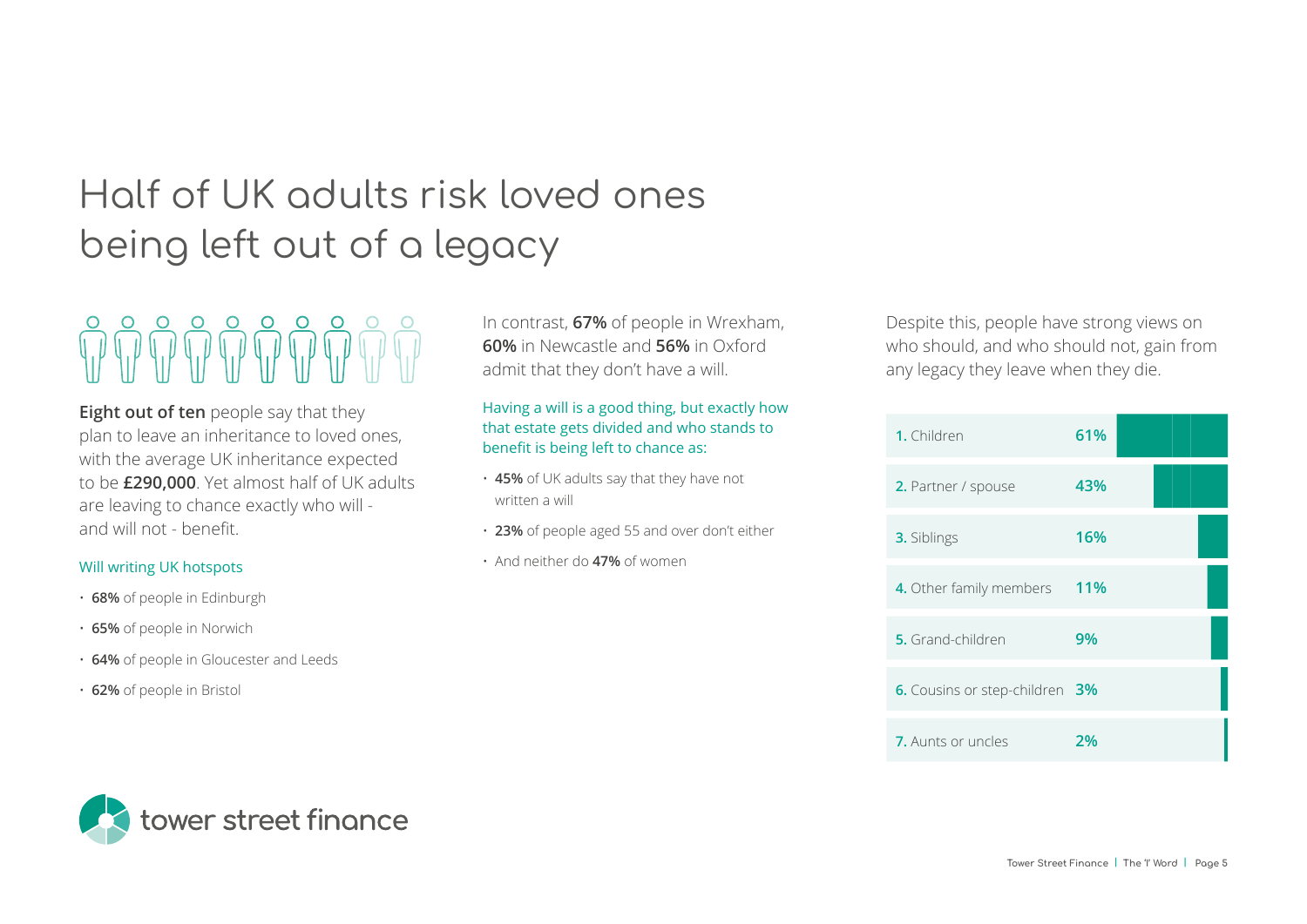# Half of UK adults risk loved ones being left out of a legacy

**Eight out of ten** people say that they plan to leave an inheritance to loved ones, with the average UK inheritance expected to be **£290,000**. Yet almost half of UK adults are leaving to chance exactly who will - and will not - benefit.

### Will writing UK hotspots

- **68%** of people in Edinburgh
- **65%** of people in Norwich
- **64%** of people in Gloucester and Leeds
- **62%** of people in Bristol

In contrast, **67%** of people in Wrexham, **60%** in Newcastle and **56%** in Oxford admit that they don't have a will.

### Having a will is a good thing, but exactly how that estate gets divided and who stands to benefit is being left to chance as:

- **45%** of UK adults say that they have not written a will
- **23%** of people aged 55 and over don't either
- And neither do **47%** of women

Despite this, people have strong views on who should, and who should not, gain from any legacy they leave when they die.

| Beneficiary | % |
| --- | --- |
| **1.** Children | **61%** |
| **2.** Partner / spouse | **43%** |
| **3.** Siblings | **16%** |
| **4.** Other family members | **11%** |
| **5.** Grand-children | **9%** |
| **6.** Cousins or step-children | **3%** |
| **7.** Aunts or uncles | **2%** |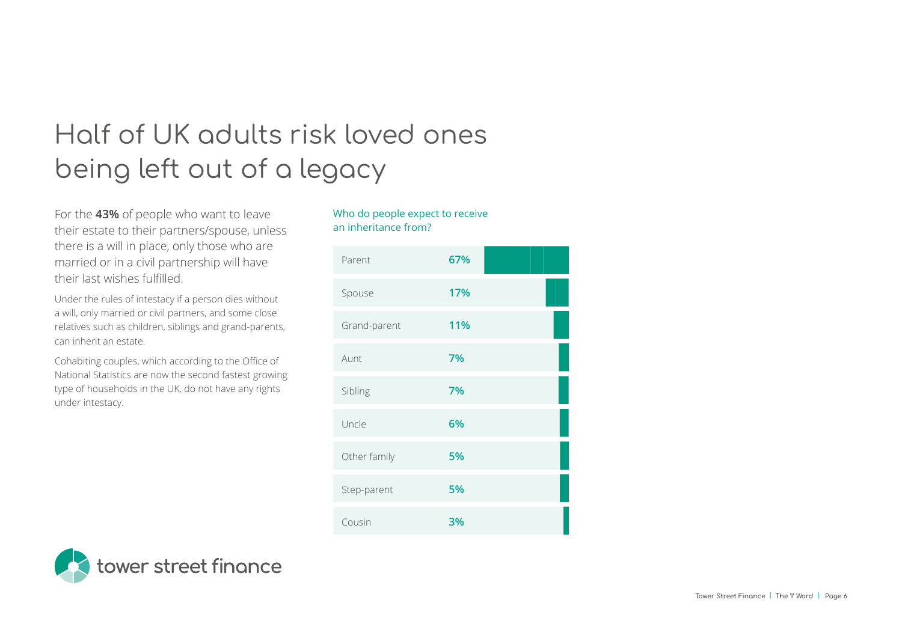# Half of UK adults risk loved ones being left out of a legacy

For the **43%** of people who want to leave their estate to their partners/spouse, unless there is a will in place, only those who are married or in a civil partnership will have their last wishes fulfilled.

Under the rules of intestacy if a person dies without a will, only married or civil partners, and some close relatives such as children, siblings and grand-parents, can inherit an estate.

Cohabiting couples, which according to the Office of National Statistics are now the second fastest growing type of households in the UK, do not have any rights under intestacy.

Who do people expect to receive an inheritance from?

| Relation | % |
| --- | --- |
| Parent | **67%** |
| Spouse | **17%** |
| Grand-parent | **11%** |
| Aunt | **7%** |
| Sibling | **7%** |
| Uncle | **6%** |
| Other family | **5%** |
| Step-parent | **5%** |
| Cousin | **3%** |

tower street finance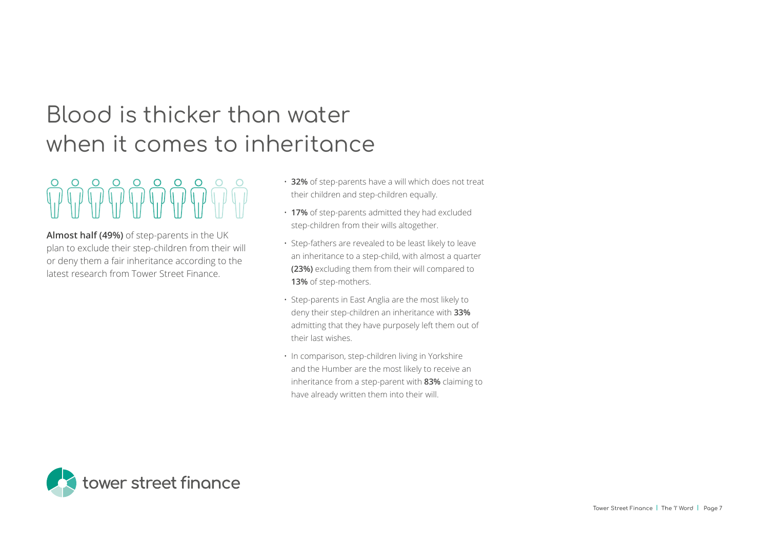# Blood is thicker than water when it comes to inheritance

**Almost half (49%)** of step-parents in the UK plan to exclude their step-children from their will or deny them a fair inheritance according to the latest research from Tower Street Finance.

- **32%** of step-parents have a will which does not treat their children and step-children equally.
- **17%** of step-parents admitted they had excluded step-children from their wills altogether.
- Step-fathers are revealed to be least likely to leave an inheritance to a step-child, with almost a quarter **(23%)** excluding them from their will compared to **13%** of step-mothers.
- Step-parents in East Anglia are the most likely to deny their step-children an inheritance with **33%** admitting that they have purposely left them out of their last wishes.
- In comparison, step-children living in Yorkshire and the Humber are the most likely to receive an inheritance from a step-parent with **83%** claiming to have already written them into their will.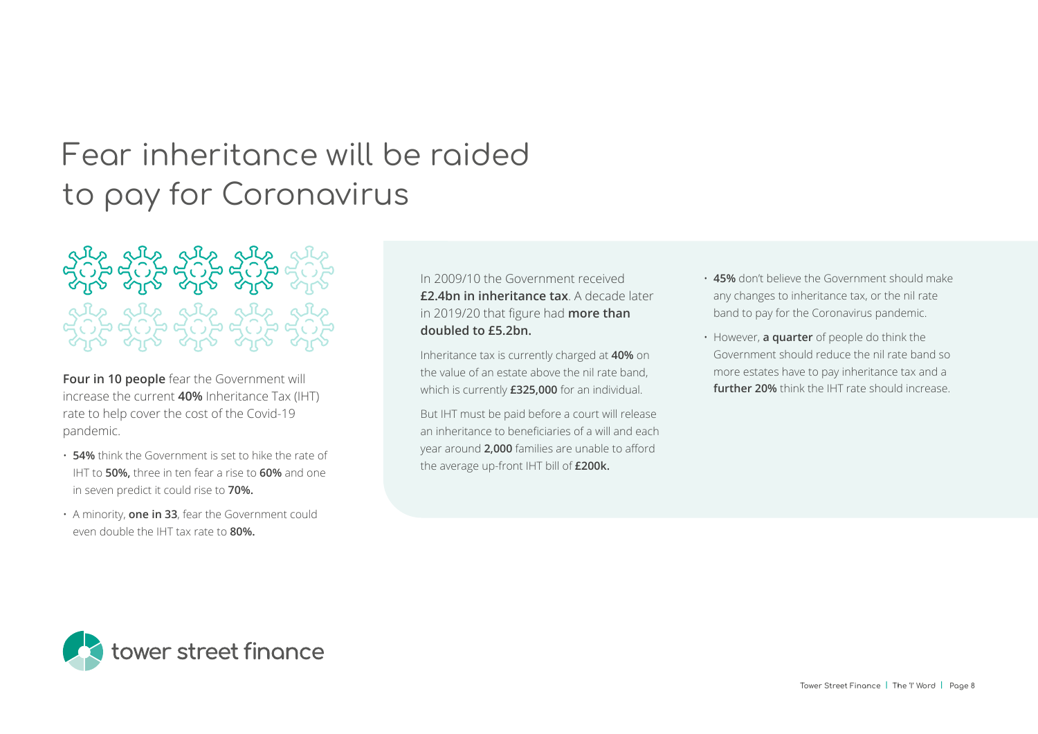# Fear inheritance will be raided to pay for Coronavirus

**Four in 10 people** fear the Government will increase the current **40%** Inheritance Tax (IHT) rate to help cover the cost of the Covid-19 pandemic.

- **54%** think the Government is set to hike the rate of IHT to **50%,** three in ten fear a rise to **60%** and one in seven predict it could rise to **70%.**
- A minority, **one in 33**, fear the Government could even double the IHT tax rate to **80%.**

In 2009/10 the Government received **£2.4bn in inheritance tax**. A decade later in 2019/20 that figure had **more than doubled to £5.2bn.**

Inheritance tax is currently charged at **40%** on the value of an estate above the nil rate band, which is currently **£325,000** for an individual.

But IHT must be paid before a court will release an inheritance to beneficiaries of a will and each year around **2,000** families are unable to afford the average up-front IHT bill of **£200k.**

- **45%** don't believe the Government should make any changes to inheritance tax, or the nil rate band to pay for the Coronavirus pandemic.
- However, **a quarter** of people do think the Government should reduce the nil rate band so more estates have to pay inheritance tax and a **further 20%** think the IHT rate should increase.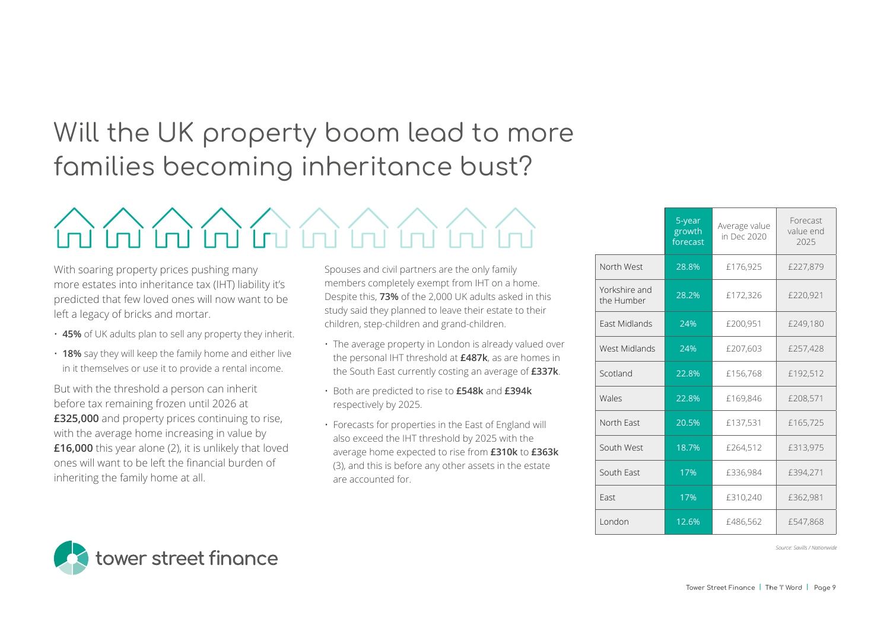# Will the UK property boom lead to more families becoming inheritance bust?

With soaring property prices pushing many more estates into inheritance tax (IHT) liability it's predicted that few loved ones will now want to be left a legacy of bricks and mortar.

- **45%** of UK adults plan to sell any property they inherit.
- **18%** say they will keep the family home and either live in it themselves or use it to provide a rental income.

But with the threshold a person can inherit before tax remaining frozen until 2026 at **£325,000** and property prices continuing to rise, with the average home increasing in value by **£16,000** this year alone (2), it is unlikely that loved ones will want to be left the financial burden of inheriting the family home at all.

Spouses and civil partners are the only family members completely exempt from IHT on a home. Despite this, **73%** of the 2,000 UK adults asked in this study said they planned to leave their estate to their children, step-children and grand-children.

- The average property in London is already valued over the personal IHT threshold at **£487k**, as are homes in the South East currently costing an average of **£337k**.
- Both are predicted to rise to **£548k** and **£394k** respectively by 2025.
- Forecasts for properties in the East of England will also exceed the IHT threshold by 2025 with the average home expected to rise from **£310k** to **£363k** (3), and this is before any other assets in the estate are accounted for.

| | 5-year growth forecast | Average value in Dec 2020 | Forecast value end 2025 |
|---|---|---|---|
| North West | 28.8% | £176,925 | £227,879 |
| Yorkshire and the Humber | 28.2% | £172,326 | £220,921 |
| East Midlands | 24% | £200,951 | £249,180 |
| West Midlands | 24% | £207,603 | £257,428 |
| Scotland | 22.8% | £156,768 | £192,512 |
| Wales | 22.8% | £169,846 | £208,571 |
| North East | 20.5% | £137,531 | £165,725 |
| South West | 18.7% | £264,512 | £313,975 |
| South East | 17% | £336,984 | £394,271 |
| East | 17% | £310,240 | £362,981 |
| London | 12.6% | £486,562 | £547,868 |

*Source: Savills / Nationwide*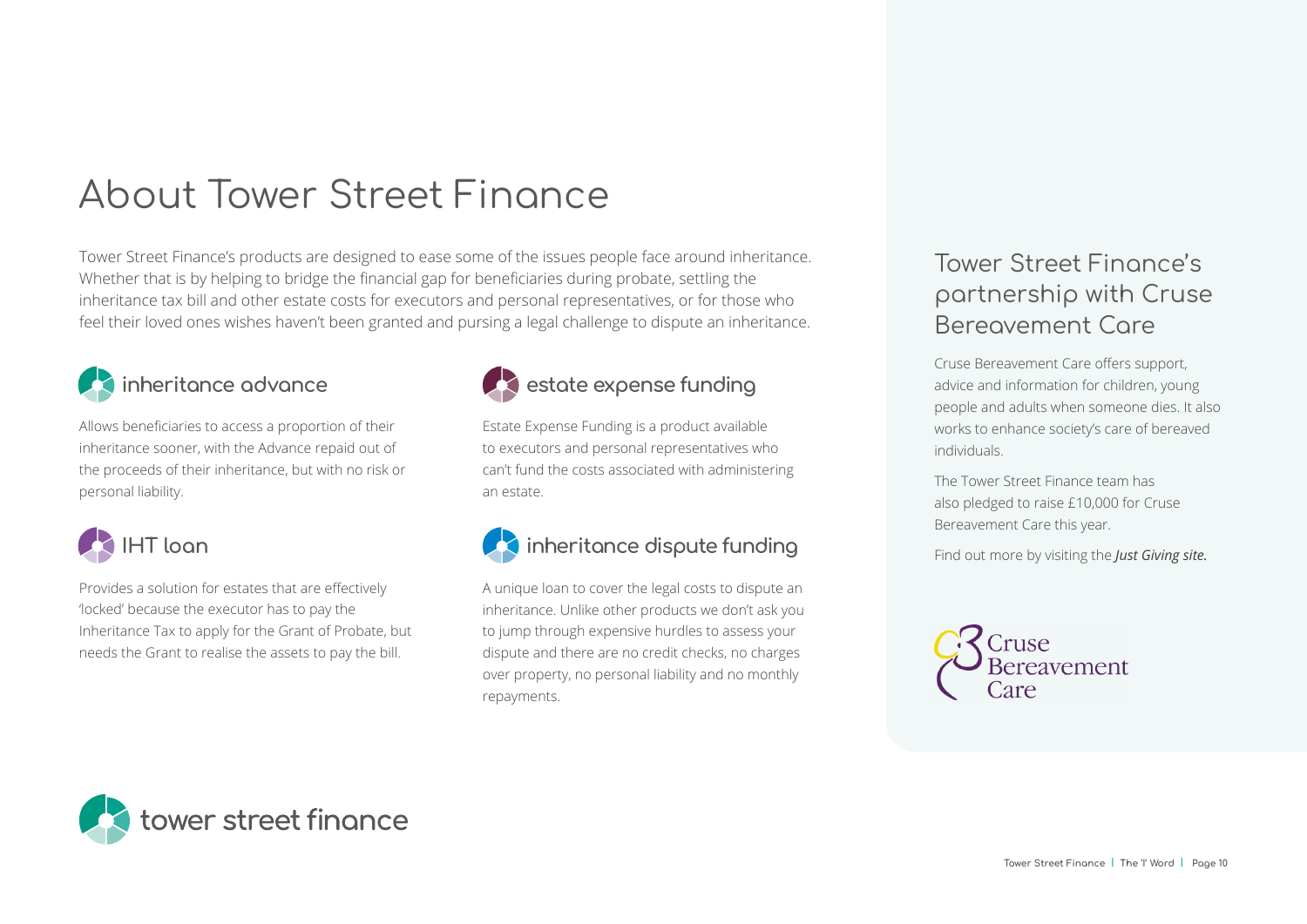# About Tower Street Finance

Tower Street Finance's products are designed to ease some of the issues people face around inheritance. Whether that is by helping to bridge the financial gap for beneficiaries during probate, settling the inheritance tax bill and other estate costs for executors and personal representatives, or for those who feel their loved ones wishes haven't been granted and pursing a legal challenge to dispute an inheritance.

## inheritance advance

Allows beneficiaries to access a proportion of their inheritance sooner, with the Advance repaid out of the proceeds of their inheritance, but with no risk or personal liability.

## IHT loan

Provides a solution for estates that are effectively 'locked' because the executor has to pay the Inheritance Tax to apply for the Grant of Probate, but needs the Grant to realise the assets to pay the bill.

## estate expense funding

Estate Expense Funding is a product available to executors and personal representatives who can't fund the costs associated with administering an estate.

## inheritance dispute funding

A unique loan to cover the legal costs to dispute an inheritance. Unlike other products we don't ask you to jump through expensive hurdles to assess your dispute and there are no credit checks, no charges over property, no personal liability and no monthly repayments.

## Tower Street Finance's partnership with Cruse Bereavement Care

Cruse Bereavement Care offers support, advice and information for children, young people and adults when someone dies. It also works to enhance society's care of bereaved individuals.

The Tower Street Finance team has also pledged to raise £10,000 for Cruse Bereavement Care this year.

Find out more by visiting the ***Just Giving site.***

Cruse Bereavement Care

tower street finance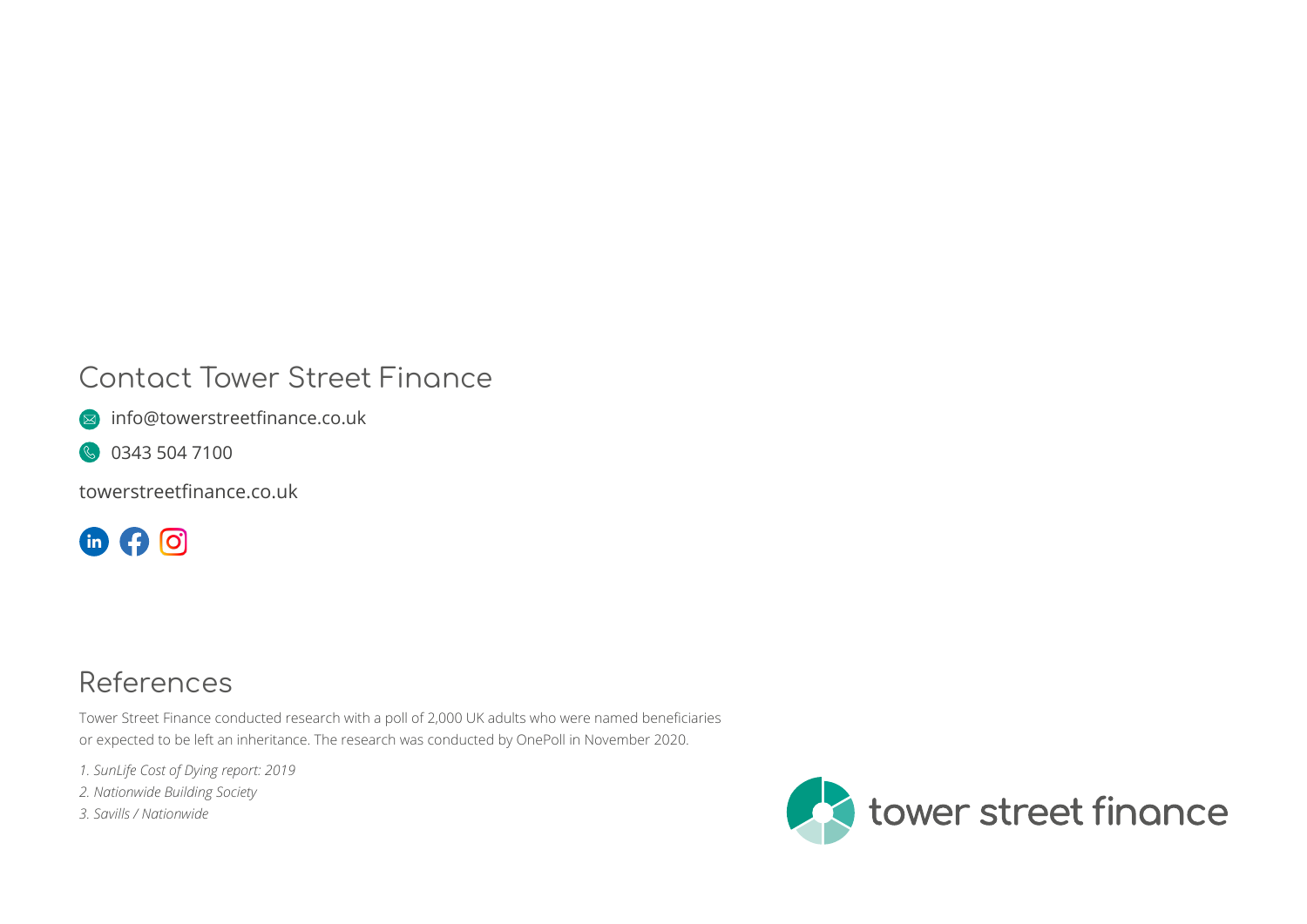## Contact Tower Street Finance

info@towerstreetfinance.co.uk

0343 504 7100

towerstreetfinance.co.uk

## References

Tower Street Finance conducted research with a poll of 2,000 UK adults who were named beneficiaries or expected to be left an inheritance. The research was conducted by OnePoll in November 2020.

*1. SunLife Cost of Dying report: 2019*

*2. Nationwide Building Society*

*3. Savills / Nationwide*

tower street finance